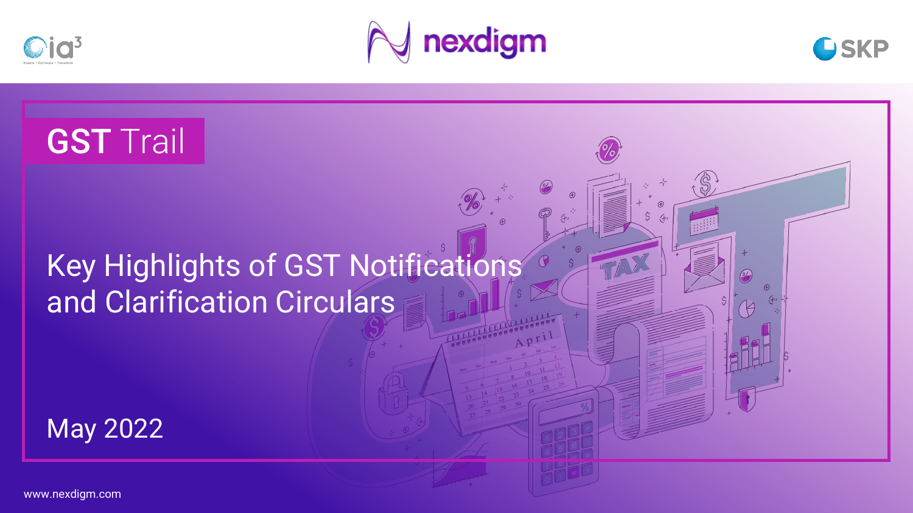# GST Trail

## Key Highlights of GST Notifications and Clarification Circulars

May 2022

www.nexdigm.com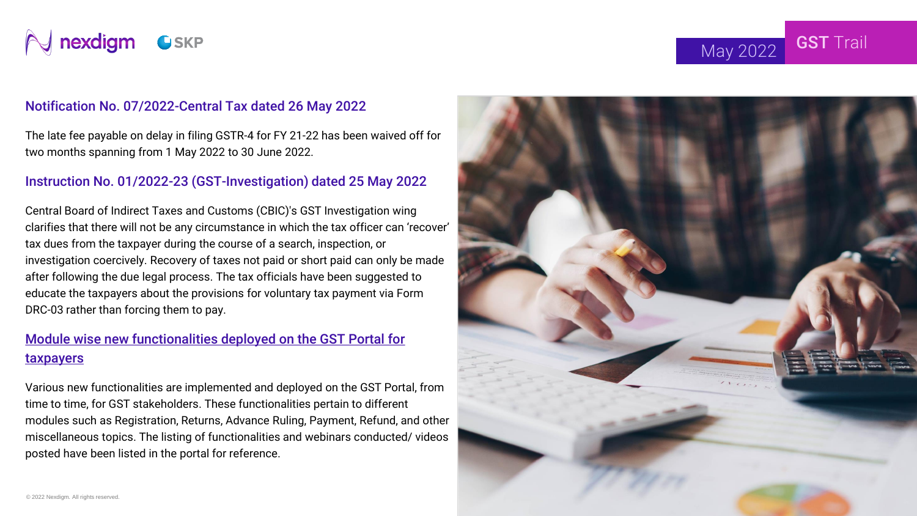### Notification No. 07/2022-Central Tax dated 26 May 2022

The late fee payable on delay in filing GSTR-4 for FY 21-22 has been waived off for two months spanning from 1 May 2022 to 30 June 2022.

### Instruction No. 01/2022-23 (GST-Investigation) dated 25 May 2022

Central Board of Indirect Taxes and Customs (CBIC)'s GST Investigation wing clarifies that there will not be any circumstance in which the tax officer can 'recover' tax dues from the taxpayer during the course of a search, inspection, or investigation coercively. Recovery of taxes not paid or short paid can only be made after following the due legal process. The tax officials have been suggested to educate the taxpayers about the provisions for voluntary tax payment via Form DRC-03 rather than forcing them to pay.

### Module wise new functionalities deployed on the GST Portal for taxpayers

Various new functionalities are implemented and deployed on the GST Portal, from time to time, for GST stakeholders. These functionalities pertain to different modules such as Registration, Returns, Advance Ruling, Payment, Refund, and other miscellaneous topics. The listing of functionalities and webinars conducted/ videos posted have been listed in the portal for reference.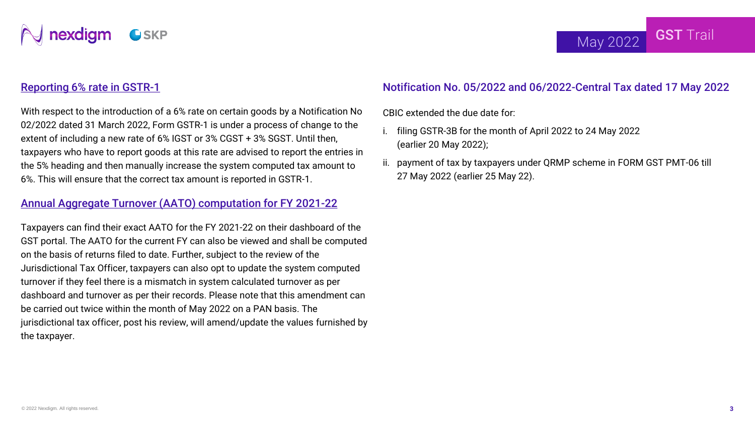## Reporting 6% rate in GSTR-1

With respect to the introduction of a 6% rate on certain goods by a Notification No 02/2022 dated 31 March 2022, Form GSTR-1 is under a process of change to the extent of including a new rate of 6% IGST or 3% CGST + 3% SGST. Until then, taxpayers who have to report goods at this rate are advised to report the entries in the 5% heading and then manually increase the system computed tax amount to 6%. This will ensure that the correct tax amount is reported in GSTR-1.

## Annual Aggregate Turnover (AATO) computation for FY 2021-22

Taxpayers can find their exact AATO for the FY 2021-22 on their dashboard of the GST portal. The AATO for the current FY can also be viewed and shall be computed on the basis of returns filed to date. Further, subject to the review of the Jurisdictional Tax Officer, taxpayers can also opt to update the system computed turnover if they feel there is a mismatch in system calculated turnover as per dashboard and turnover as per their records. Please note that this amendment can be carried out twice within the month of May 2022 on a PAN basis. The jurisdictional tax officer, post his review, will amend/update the values furnished by the taxpayer.

## Notification No. 05/2022 and 06/2022-Central Tax dated 17 May 2022

CBIC extended the due date for:

i. filing GSTR-3B for the month of April 2022 to 24 May 2022 (earlier 20 May 2022);

ii. payment of tax by taxpayers under QRMP scheme in FORM GST PMT-06 till 27 May 2022 (earlier 25 May 22).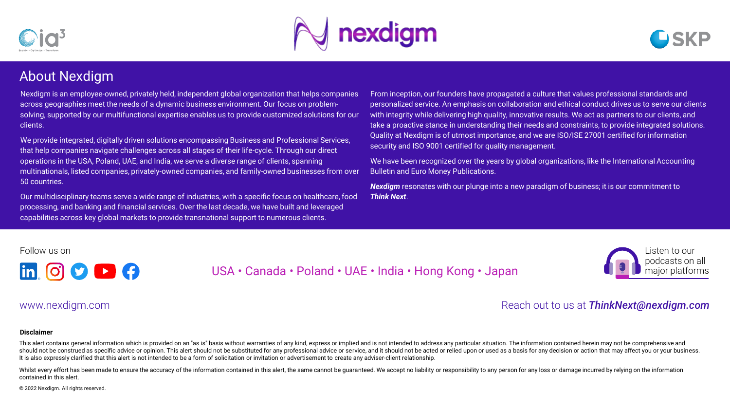## About Nexdigm

Nexdigm is an employee-owned, privately held, independent global organization that helps companies across geographies meet the needs of a dynamic business environment. Our focus on problem-solving, supported by our multifunctional expertise enables us to provide customized solutions for our clients.

We provide integrated, digitally driven solutions encompassing Business and Professional Services, that help companies navigate challenges across all stages of their life-cycle. Through our direct operations in the USA, Poland, UAE, and India, we serve a diverse range of clients, spanning multinationals, listed companies, privately-owned companies, and family-owned businesses from over 50 countries.

Our multidisciplinary teams serve a wide range of industries, with a specific focus on healthcare, food processing, and banking and financial services. Over the last decade, we have built and leveraged capabilities across key global markets to provide transnational support to numerous clients.

From inception, our founders have propagated a culture that values professional standards and personalized service. An emphasis on collaboration and ethical conduct drives us to serve our clients with integrity while delivering high quality, innovative results. We act as partners to our clients, and take a proactive stance in understanding their needs and constraints, to provide integrated solutions. Quality at Nexdigm is of utmost importance, and we are ISO/ISE 27001 certified for information security and ISO 9001 certified for quality management.

We have been recognized over the years by global organizations, like the International Accounting Bulletin and Euro Money Publications.

***Nexdigm*** resonates with our plunge into a new paradigm of business; it is our commitment to ***Think Next***.

Follow us on

USA • Canada • Poland • UAE • India • Hong Kong • Japan

Listen to our podcasts on all major platforms

www.nexdigm.com

Reach out to us at ***ThinkNext@nexdigm.com***

**Disclaimer**

This alert contains general information which is provided on an "as is" basis without warranties of any kind, express or implied and is not intended to address any particular situation. The information contained herein may not be comprehensive and should not be construed as specific advice or opinion. This alert should not be substituted for any professional advice or service, and it should not be acted or relied upon or used as a basis for any decision or action that may affect you or your business. It is also expressly clarified that this alert is not intended to be a form of solicitation or invitation or advertisement to create any adviser-client relationship.

Whilst every effort has been made to ensure the accuracy of the information contained in this alert, the same cannot be guaranteed. We accept no liability or responsibility to any person for any loss or damage incurred by relying on the information contained in this alert.

© 2022 Nexdigm. All rights reserved.